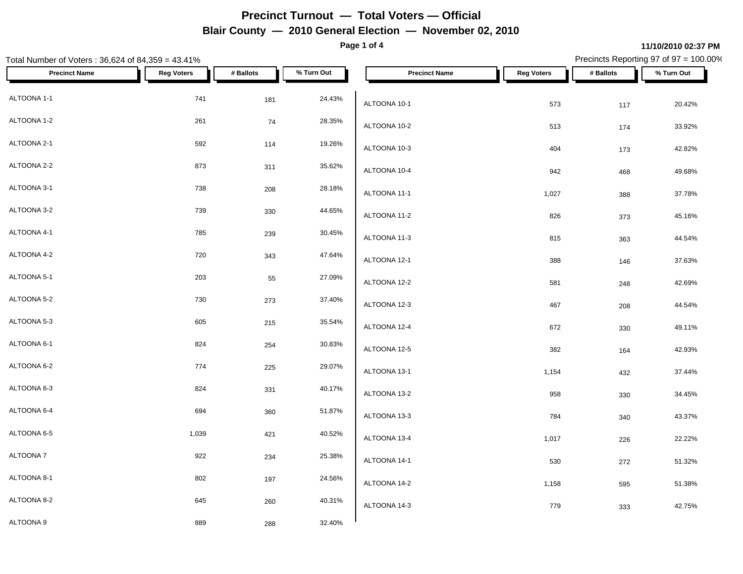# Precinct Turnout — Total Voters — Official

## Blair County — 2010 General Election — November 02, 2010

11/10/2010 02:37 PM

Total Number of Voters : 36,624 of 84,359 = 43.41%

Precincts Reporting 97 of 97 = 100.00%

| Precinct Name | Reg Voters | # Ballots | % Turn Out |
|---|---|---|---|
| ALTOONA 1-1 | 741 | 181 | 24.43% |
| ALTOONA 1-2 | 261 | 74 | 28.35% |
| ALTOONA 2-1 | 592 | 114 | 19.26% |
| ALTOONA 2-2 | 873 | 311 | 35.62% |
| ALTOONA 3-1 | 738 | 208 | 28.18% |
| ALTOONA 3-2 | 739 | 330 | 44.65% |
| ALTOONA 4-1 | 785 | 239 | 30.45% |
| ALTOONA 4-2 | 720 | 343 | 47.64% |
| ALTOONA 5-1 | 203 | 55 | 27.09% |
| ALTOONA 5-2 | 730 | 273 | 37.40% |
| ALTOONA 5-3 | 605 | 215 | 35.54% |
| ALTOONA 6-1 | 824 | 254 | 30.83% |
| ALTOONA 6-2 | 774 | 225 | 29.07% |
| ALTOONA 6-3 | 824 | 331 | 40.17% |
| ALTOONA 6-4 | 694 | 360 | 51.87% |
| ALTOONA 6-5 | 1,039 | 421 | 40.52% |
| ALTOONA 7 | 922 | 234 | 25.38% |
| ALTOONA 8-1 | 802 | 197 | 24.56% |
| ALTOONA 8-2 | 645 | 260 | 40.31% |
| ALTOONA 9 | 889 | 288 | 32.40% |
| ALTOONA 10-1 | 573 | 117 | 20.42% |
| ALTOONA 10-2 | 513 | 174 | 33.92% |
| ALTOONA 10-3 | 404 | 173 | 42.82% |
| ALTOONA 10-4 | 942 | 468 | 49.68% |
| ALTOONA 11-1 | 1,027 | 388 | 37.78% |
| ALTOONA 11-2 | 826 | 373 | 45.16% |
| ALTOONA 11-3 | 815 | 363 | 44.54% |
| ALTOONA 12-1 | 388 | 146 | 37.63% |
| ALTOONA 12-2 | 581 | 248 | 42.69% |
| ALTOONA 12-3 | 467 | 208 | 44.54% |
| ALTOONA 12-4 | 672 | 330 | 49.11% |
| ALTOONA 12-5 | 382 | 164 | 42.93% |
| ALTOONA 13-1 | 1,154 | 432 | 37.44% |
| ALTOONA 13-2 | 958 | 330 | 34.45% |
| ALTOONA 13-3 | 784 | 340 | 43.37% |
| ALTOONA 13-4 | 1,017 | 226 | 22.22% |
| ALTOONA 14-1 | 530 | 272 | 51.32% |
| ALTOONA 14-2 | 1,158 | 595 | 51.38% |
| ALTOONA 14-3 | 779 | 333 | 42.75% |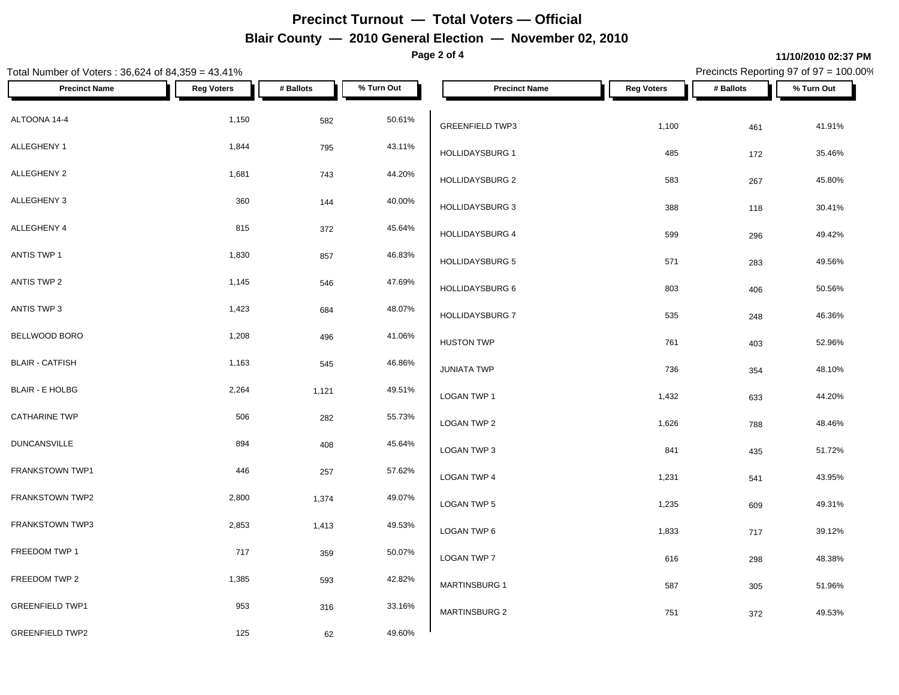# Precinct Turnout — Total Voters — Official

## Blair County — 2010 General Election — November 02, 2010

11/10/2010 02:37 PM

Total Number of Voters : 36,624 of 84,359 = 43.41%

Precincts Reporting 97 of 97 = 100.00%

| Precinct Name | Reg Voters | # Ballots | % Turn Out |
|---|---|---|---|
| ALTOONA 14-4 | 1,150 | 582 | 50.61% |
| ALLEGHENY 1 | 1,844 | 795 | 43.11% |
| ALLEGHENY 2 | 1,681 | 743 | 44.20% |
| ALLEGHENY 3 | 360 | 144 | 40.00% |
| ALLEGHENY 4 | 815 | 372 | 45.64% |
| ANTIS TWP 1 | 1,830 | 857 | 46.83% |
| ANTIS TWP 2 | 1,145 | 546 | 47.69% |
| ANTIS TWP 3 | 1,423 | 684 | 48.07% |
| BELLWOOD BORO | 1,208 | 496 | 41.06% |
| BLAIR - CATFISH | 1,163 | 545 | 46.86% |
| BLAIR - E HOLBG | 2,264 | 1,121 | 49.51% |
| CATHARINE TWP | 506 | 282 | 55.73% |
| DUNCANSVILLE | 894 | 408 | 45.64% |
| FRANKSTOWN TWP1 | 446 | 257 | 57.62% |
| FRANKSTOWN TWP2 | 2,800 | 1,374 | 49.07% |
| FRANKSTOWN TWP3 | 2,853 | 1,413 | 49.53% |
| FREEDOM TWP 1 | 717 | 359 | 50.07% |
| FREEDOM TWP 2 | 1,385 | 593 | 42.82% |
| GREENFIELD TWP1 | 953 | 316 | 33.16% |
| GREENFIELD TWP2 | 125 | 62 | 49.60% |
| GREENFIELD TWP3 | 1,100 | 461 | 41.91% |
| HOLLIDAYSBURG 1 | 485 | 172 | 35.46% |
| HOLLIDAYSBURG 2 | 583 | 267 | 45.80% |
| HOLLIDAYSBURG 3 | 388 | 118 | 30.41% |
| HOLLIDAYSBURG 4 | 599 | 296 | 49.42% |
| HOLLIDAYSBURG 5 | 571 | 283 | 49.56% |
| HOLLIDAYSBURG 6 | 803 | 406 | 50.56% |
| HOLLIDAYSBURG 7 | 535 | 248 | 46.36% |
| HUSTON TWP | 761 | 403 | 52.96% |
| JUNIATA TWP | 736 | 354 | 48.10% |
| LOGAN TWP 1 | 1,432 | 633 | 44.20% |
| LOGAN TWP 2 | 1,626 | 788 | 48.46% |
| LOGAN TWP 3 | 841 | 435 | 51.72% |
| LOGAN TWP 4 | 1,231 | 541 | 43.95% |
| LOGAN TWP 5 | 1,235 | 609 | 49.31% |
| LOGAN TWP 6 | 1,833 | 717 | 39.12% |
| LOGAN TWP 7 | 616 | 298 | 48.38% |
| MARTINSBURG 1 | 587 | 305 | 51.96% |
| MARTINSBURG 2 | 751 | 372 | 49.53% |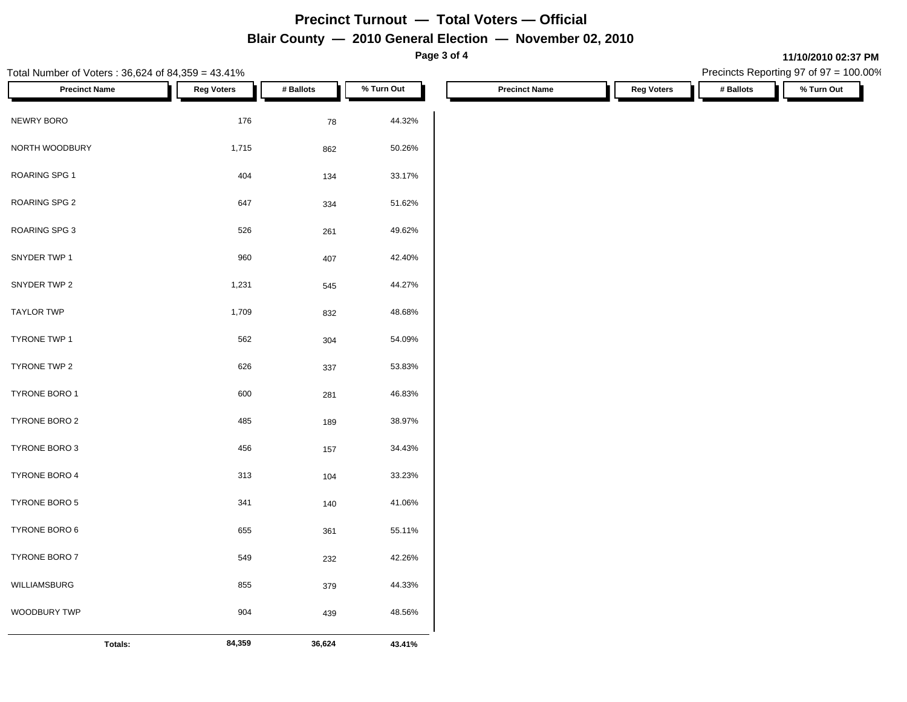# Precinct Turnout — Total Voters — Official

## Blair County — 2010 General Election — November 02, 2010

11/10/2010 02:37 PM

Total Number of Voters : 36,624 of 84,359 = 43.41%

Precincts Reporting 97 of 97 = 100.00%

| Precinct Name | Reg Voters | # Ballots | % Turn Out |
|---|---|---|---|
| NEWRY BORO | 176 | 78 | 44.32% |
| NORTH WOODBURY | 1,715 | 862 | 50.26% |
| ROARING SPG 1 | 404 | 134 | 33.17% |
| ROARING SPG 2 | 647 | 334 | 51.62% |
| ROARING SPG 3 | 526 | 261 | 49.62% |
| SNYDER TWP 1 | 960 | 407 | 42.40% |
| SNYDER TWP 2 | 1,231 | 545 | 44.27% |
| TAYLOR TWP | 1,709 | 832 | 48.68% |
| TYRONE TWP 1 | 562 | 304 | 54.09% |
| TYRONE TWP 2 | 626 | 337 | 53.83% |
| TYRONE BORO 1 | 600 | 281 | 46.83% |
| TYRONE BORO 2 | 485 | 189 | 38.97% |
| TYRONE BORO 3 | 456 | 157 | 34.43% |
| TYRONE BORO 4 | 313 | 104 | 33.23% |
| TYRONE BORO 5 | 341 | 140 | 41.06% |
| TYRONE BORO 6 | 655 | 361 | 55.11% |
| TYRONE BORO 7 | 549 | 232 | 42.26% |
| WILLIAMSBURG | 855 | 379 | 44.33% |
| WOODBURY TWP | 904 | 439 | 48.56% |
| **Totals:** | **84,359** | **36,624** | **43.41%** |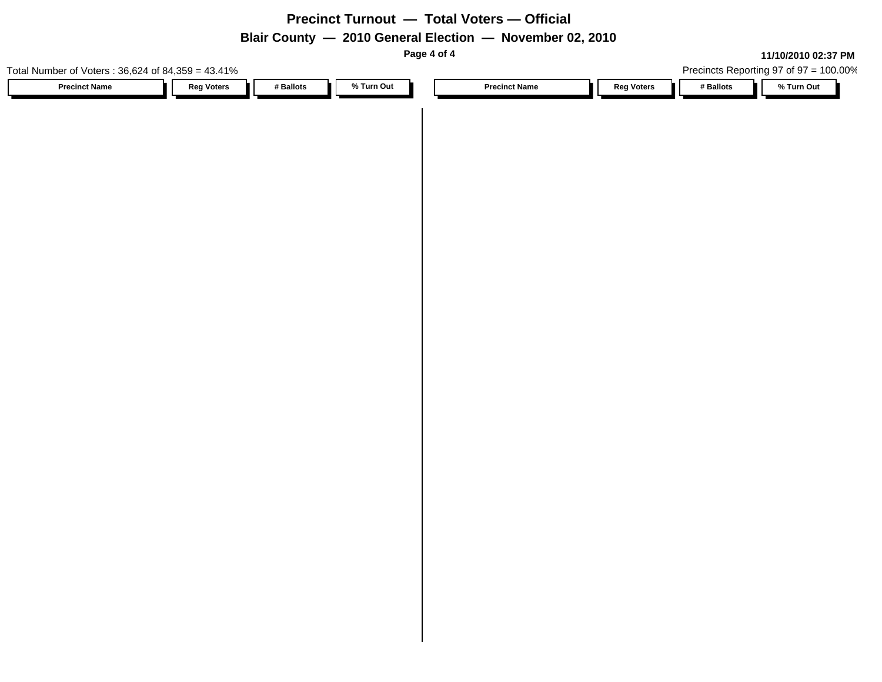# Precinct Turnout — Total Voters — Official

## Blair County — 2010 General Election — November 02, 2010

11/10/2010 02:37 PM

Total Number of Voters : 36,624 of 84,359 = 43.41%

Precincts Reporting 97 of 97 = 100.00%

| Precinct Name | Reg Voters | # Ballots | % Turn Out | Precinct Name | Reg Voters | # Ballots | % Turn Out |
|---|---|---|---|---|---|---|---|